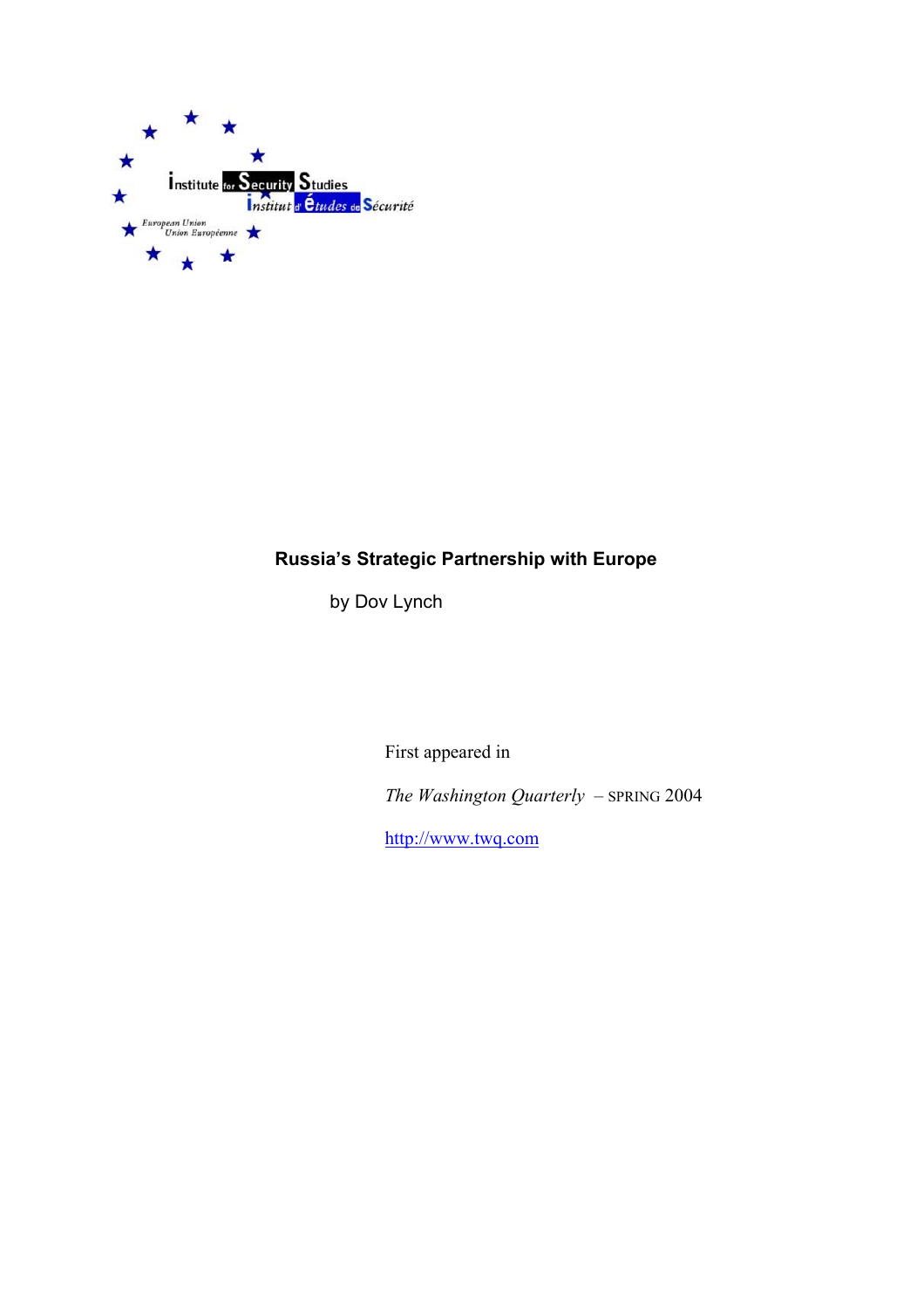Institute for Security Studies
Institut d'études de Sécurité
European Union
Union Européenne

# Russia's Strategic Partnership with Europe

by Dov Lynch

First appeared in

*The Washington Quarterly* – SPRING 2004

http://www.twq.com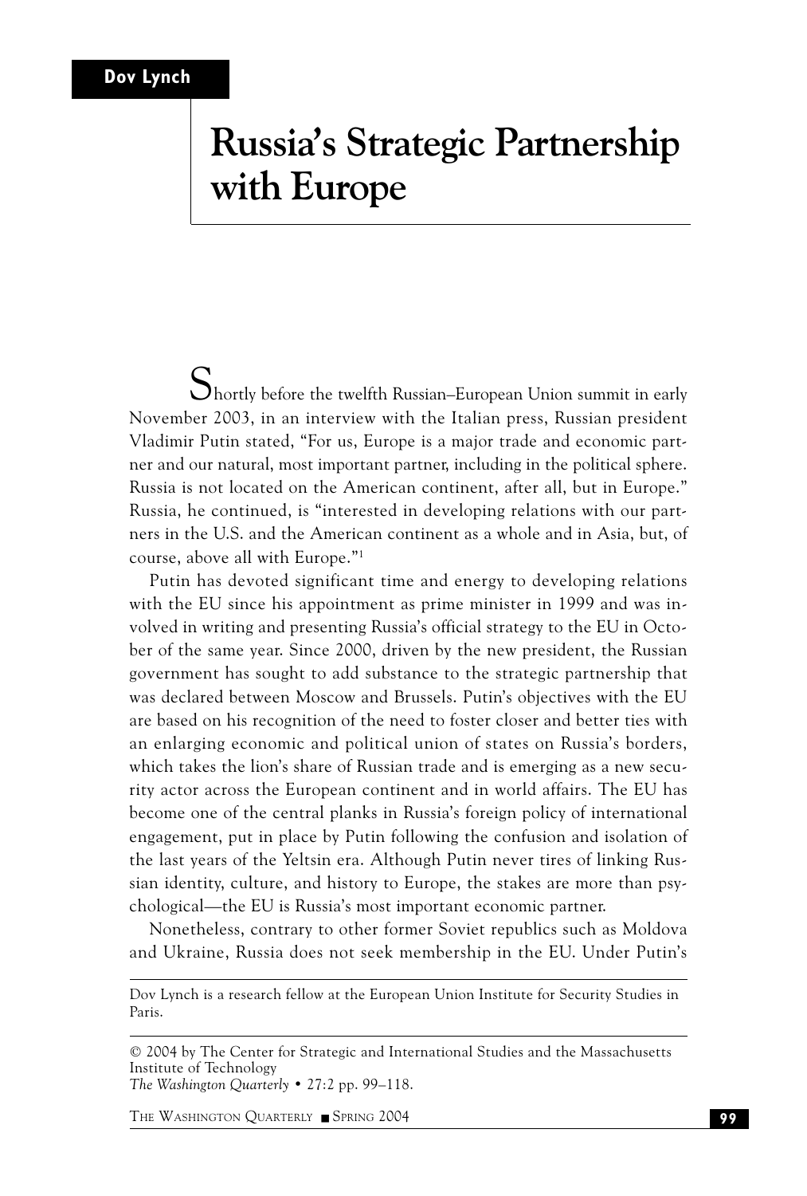Dov Lynch

# Russia's Strategic Partnership with Europe

Shortly before the twelfth Russian–European Union summit in early November 2003, in an interview with the Italian press, Russian president Vladimir Putin stated, "For us, Europe is a major trade and economic partner and our natural, most important partner, including in the political sphere. Russia is not located on the American continent, after all, but in Europe." Russia, he continued, is "interested in developing relations with our partners in the U.S. and the American continent as a whole and in Asia, but, of course, above all with Europe."[1]

Putin has devoted significant time and energy to developing relations with the EU since his appointment as prime minister in 1999 and was involved in writing and presenting Russia's official strategy to the EU in October of the same year. Since 2000, driven by the new president, the Russian government has sought to add substance to the strategic partnership that was declared between Moscow and Brussels. Putin's objectives with the EU are based on his recognition of the need to foster closer and better ties with an enlarging economic and political union of states on Russia's borders, which takes the lion's share of Russian trade and is emerging as a new security actor across the European continent and in world affairs. The EU has become one of the central planks in Russia's foreign policy of international engagement, put in place by Putin following the confusion and isolation of the last years of the Yeltsin era. Although Putin never tires of linking Russian identity, culture, and history to Europe, the stakes are more than psychological—the EU is Russia's most important economic partner.

Nonetheless, contrary to other former Soviet republics such as Moldova and Ukraine, Russia does not seek membership in the EU. Under Putin's

---

Dov Lynch is a research fellow at the European Union Institute for Security Studies in Paris.

© 2004 by The Center for Strategic and International Studies and the Massachusetts Institute of Technology
*The Washington Quarterly* • 27:2 pp. 99–118.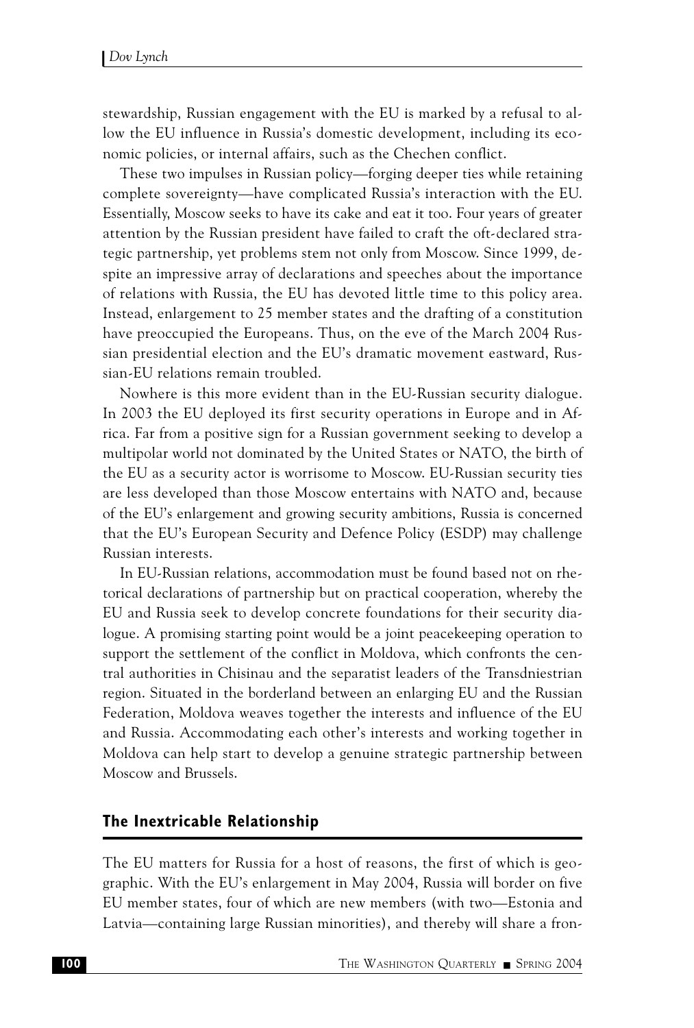stewardship, Russian engagement with the EU is marked by a refusal to allow the EU influence in Russia's domestic development, including its economic policies, or internal affairs, such as the Chechen conflict.

These two impulses in Russian policy—forging deeper ties while retaining complete sovereignty—have complicated Russia's interaction with the EU. Essentially, Moscow seeks to have its cake and eat it too. Four years of greater attention by the Russian president have failed to craft the oft-declared strategic partnership, yet problems stem not only from Moscow. Since 1999, despite an impressive array of declarations and speeches about the importance of relations with Russia, the EU has devoted little time to this policy area. Instead, enlargement to 25 member states and the drafting of a constitution have preoccupied the Europeans. Thus, on the eve of the March 2004 Russian presidential election and the EU's dramatic movement eastward, Russian-EU relations remain troubled.

Nowhere is this more evident than in the EU-Russian security dialogue. In 2003 the EU deployed its first security operations in Europe and in Africa. Far from a positive sign for a Russian government seeking to develop a multipolar world not dominated by the United States or NATO, the birth of the EU as a security actor is worrisome to Moscow. EU-Russian security ties are less developed than those Moscow entertains with NATO and, because of the EU's enlargement and growing security ambitions, Russia is concerned that the EU's European Security and Defence Policy (ESDP) may challenge Russian interests.

In EU-Russian relations, accommodation must be found based not on rhetorical declarations of partnership but on practical cooperation, whereby the EU and Russia seek to develop concrete foundations for their security dialogue. A promising starting point would be a joint peacekeeping operation to support the settlement of the conflict in Moldova, which confronts the central authorities in Chisinau and the separatist leaders of the Transdniestrian region. Situated in the borderland between an enlarging EU and the Russian Federation, Moldova weaves together the interests and influence of the EU and Russia. Accommodating each other's interests and working together in Moldova can help start to develop a genuine strategic partnership between Moscow and Brussels.

## The Inextricable Relationship

The EU matters for Russia for a host of reasons, the first of which is geographic. With the EU's enlargement in May 2004, Russia will border on five EU member states, four of which are new members (with two—Estonia and Latvia—containing large Russian minorities), and thereby will share a fron-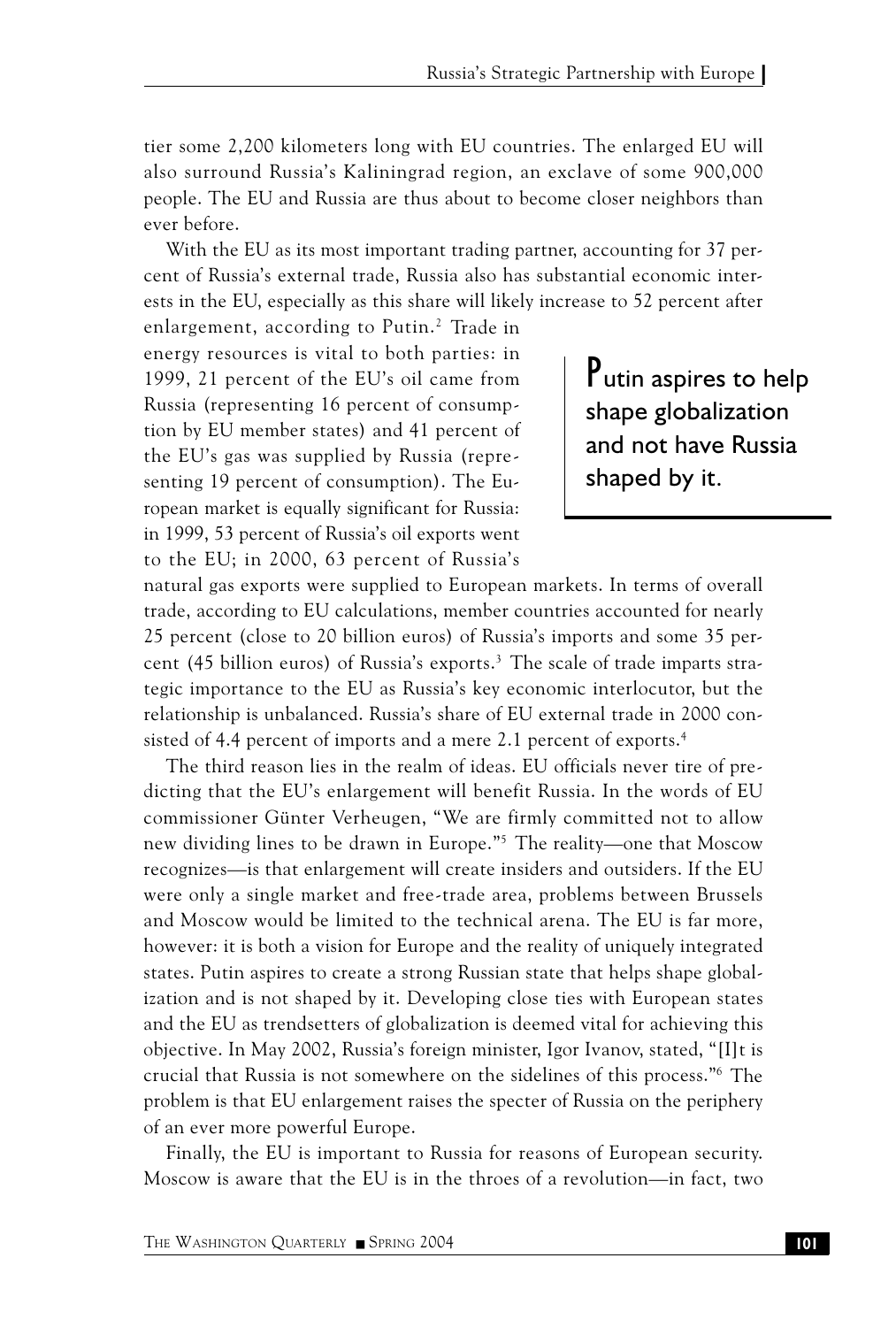tier some 2,200 kilometers long with EU countries. The enlarged EU will also surround Russia's Kaliningrad region, an exclave of some 900,000 people. The EU and Russia are thus about to become closer neighbors than ever before.

With the EU as its most important trading partner, accounting for 37 percent of Russia's external trade, Russia also has substantial economic interests in the EU, especially as this share will likely increase to 52 percent after enlargement, according to Putin.[2] Trade in energy resources is vital to both parties: in 1999, 21 percent of the EU's oil came from Russia (representing 16 percent of consumption by EU member states) and 41 percent of the EU's gas was supplied by Russia (representing 19 percent of consumption). The European market is equally significant for Russia: in 1999, 53 percent of Russia's oil exports went to the EU; in 2000, 63 percent of Russia's natural gas exports were supplied to European markets. In terms of overall trade, according to EU calculations, member countries accounted for nearly 25 percent (close to 20 billion euros) of Russia's imports and some 35 percent (45 billion euros) of Russia's exports.[3] The scale of trade imparts strategic importance to the EU as Russia's key economic interlocutor, but the relationship is unbalanced. Russia's share of EU external trade in 2000 consisted of 4.4 percent of imports and a mere 2.1 percent of exports.[4]

> **Putin aspires to help shape globalization and not have Russia shaped by it.**

The third reason lies in the realm of ideas. EU officials never tire of predicting that the EU's enlargement will benefit Russia. In the words of EU commissioner Günter Verheugen, "We are firmly committed not to allow new dividing lines to be drawn in Europe."[5] The reality—one that Moscow recognizes—is that enlargement will create insiders and outsiders. If the EU were only a single market and free-trade area, problems between Brussels and Moscow would be limited to the technical arena. The EU is far more, however: it is both a vision for Europe and the reality of uniquely integrated states. Putin aspires to create a strong Russian state that helps shape globalization and is not shaped by it. Developing close ties with European states and the EU as trendsetters of globalization is deemed vital for achieving this objective. In May 2002, Russia's foreign minister, Igor Ivanov, stated, "[I]t is crucial that Russia is not somewhere on the sidelines of this process."[6] The problem is that EU enlargement raises the specter of Russia on the periphery of an ever more powerful Europe.

Finally, the EU is important to Russia for reasons of European security. Moscow is aware that the EU is in the throes of a revolution—in fact, two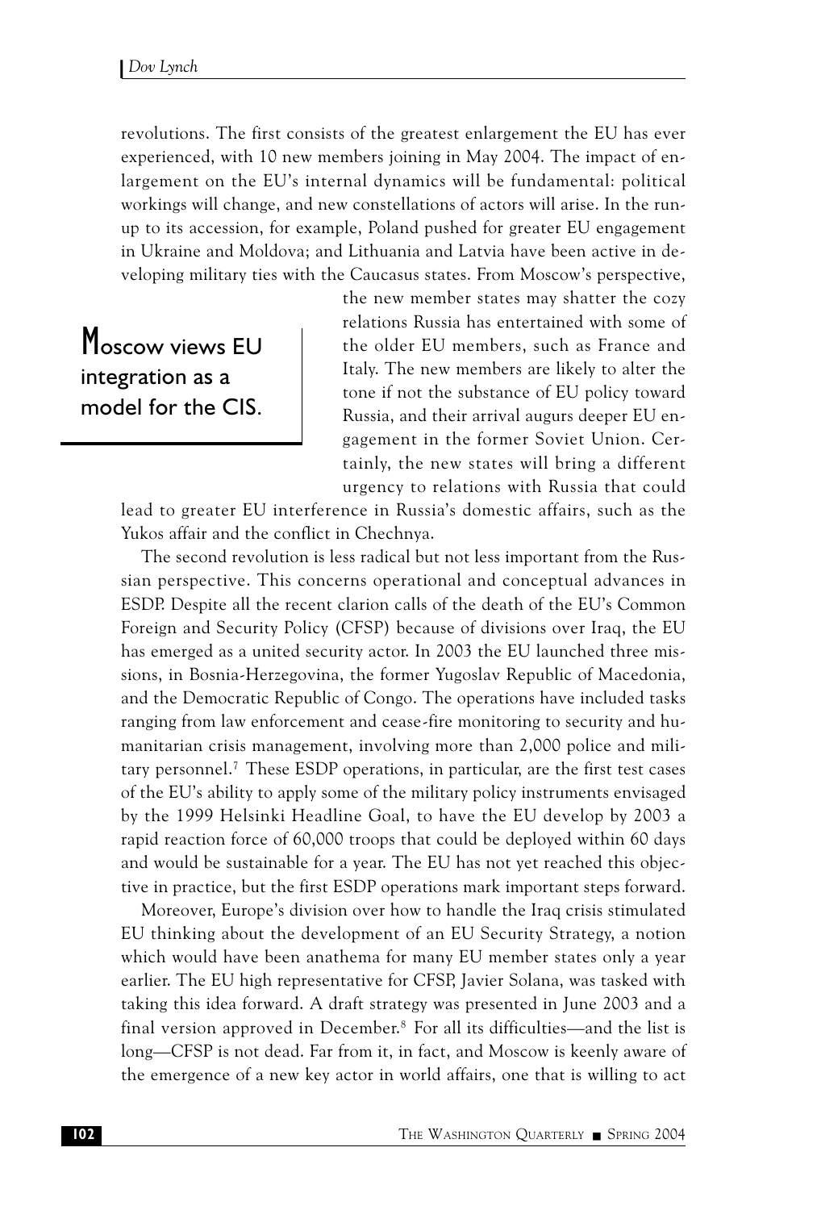revolutions. The first consists of the greatest enlargement the EU has ever experienced, with 10 new members joining in May 2004. The impact of enlargement on the EU's internal dynamics will be fundamental: political workings will change, and new constellations of actors will arise. In the run-up to its accession, for example, Poland pushed for greater EU engagement in Ukraine and Moldova; and Lithuania and Latvia have been active in developing military ties with the Caucasus states. From Moscow's perspective, the new member states may shatter the cozy relations Russia has entertained with some of the older EU members, such as France and Italy. The new members are likely to alter the tone if not the substance of EU policy toward Russia, and their arrival augurs deeper EU engagement in the former Soviet Union. Certainly, the new states will bring a different urgency to relations with Russia that could lead to greater EU interference in Russia's domestic affairs, such as the Yukos affair and the conflict in Chechnya.

> Moscow views EU integration as a model for the CIS.

The second revolution is less radical but not less important from the Russian perspective. This concerns operational and conceptual advances in ESDP. Despite all the recent clarion calls of the death of the EU's Common Foreign and Security Policy (CFSP) because of divisions over Iraq, the EU has emerged as a united security actor. In 2003 the EU launched three missions, in Bosnia-Herzegovina, the former Yugoslav Republic of Macedonia, and the Democratic Republic of Congo. The operations have included tasks ranging from law enforcement and cease-fire monitoring to security and humanitarian crisis management, involving more than 2,000 police and military personnel.[7] These ESDP operations, in particular, are the first test cases of the EU's ability to apply some of the military policy instruments envisaged by the 1999 Helsinki Headline Goal, to have the EU develop by 2003 a rapid reaction force of 60,000 troops that could be deployed within 60 days and would be sustainable for a year. The EU has not yet reached this objective in practice, but the first ESDP operations mark important steps forward.

Moreover, Europe's division over how to handle the Iraq crisis stimulated EU thinking about the development of an EU Security Strategy, a notion which would have been anathema for many EU member states only a year earlier. The EU high representative for CFSP, Javier Solana, was tasked with taking this idea forward. A draft strategy was presented in June 2003 and a final version approved in December.[8] For all its difficulties—and the list is long—CFSP is not dead. Far from it, in fact, and Moscow is keenly aware of the emergence of a new key actor in world affairs, one that is willing to act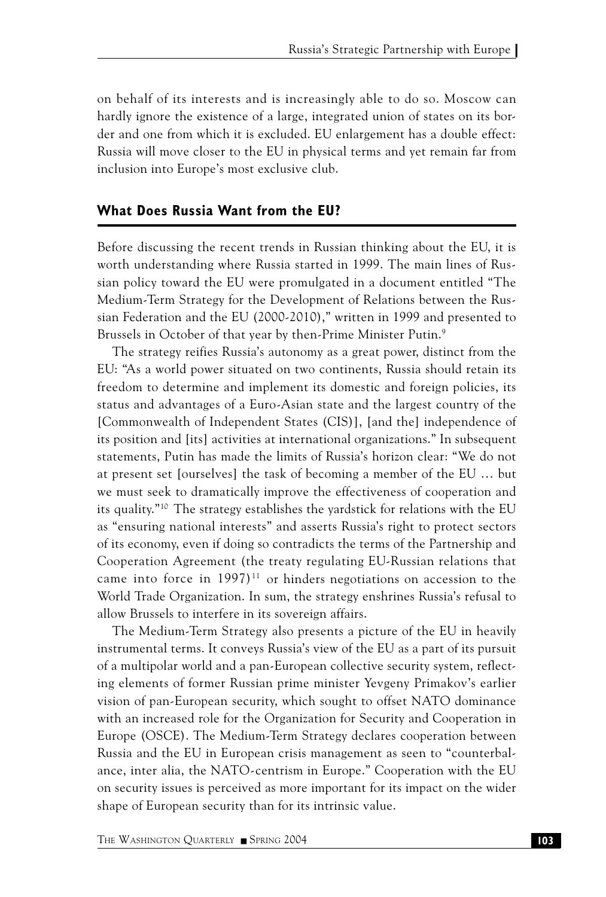on behalf of its interests and is increasingly able to do so. Moscow can hardly ignore the existence of a large, integrated union of states on its border and one from which it is excluded. EU enlargement has a double effect: Russia will move closer to the EU in physical terms and yet remain far from inclusion into Europe's most exclusive club.

## What Does Russia Want from the EU?

Before discussing the recent trends in Russian thinking about the EU, it is worth understanding where Russia started in 1999. The main lines of Russian policy toward the EU were promulgated in a document entitled "The Medium-Term Strategy for the Development of Relations between the Russian Federation and the EU (2000-2010)," written in 1999 and presented to Brussels in October of that year by then-Prime Minister Putin.[9]

The strategy reifies Russia's autonomy as a great power, distinct from the EU: "As a world power situated on two continents, Russia should retain its freedom to determine and implement its domestic and foreign policies, its status and advantages of a Euro-Asian state and the largest country of the [Commonwealth of Independent States (CIS)], [and the] independence of its position and [its] activities at international organizations." In subsequent statements, Putin has made the limits of Russia's horizon clear: "We do not at present set [ourselves] the task of becoming a member of the EU … but we must seek to dramatically improve the effectiveness of cooperation and its quality."[10] The strategy establishes the yardstick for relations with the EU as "ensuring national interests" and asserts Russia's right to protect sectors of its economy, even if doing so contradicts the terms of the Partnership and Cooperation Agreement (the treaty regulating EU-Russian relations that came into force in 1997)[11] or hinders negotiations on accession to the World Trade Organization. In sum, the strategy enshrines Russia's refusal to allow Brussels to interfere in its sovereign affairs.

The Medium-Term Strategy also presents a picture of the EU in heavily instrumental terms. It conveys Russia's view of the EU as a part of its pursuit of a multipolar world and a pan-European collective security system, reflecting elements of former Russian prime minister Yevgeny Primakov's earlier vision of pan-European security, which sought to offset NATO dominance with an increased role for the Organization for Security and Cooperation in Europe (OSCE). The Medium-Term Strategy declares cooperation between Russia and the EU in European crisis management as seen to "counterbalance, inter alia, the NATO-centrism in Europe." Cooperation with the EU on security issues is perceived as more important for its impact on the wider shape of European security than for its intrinsic value.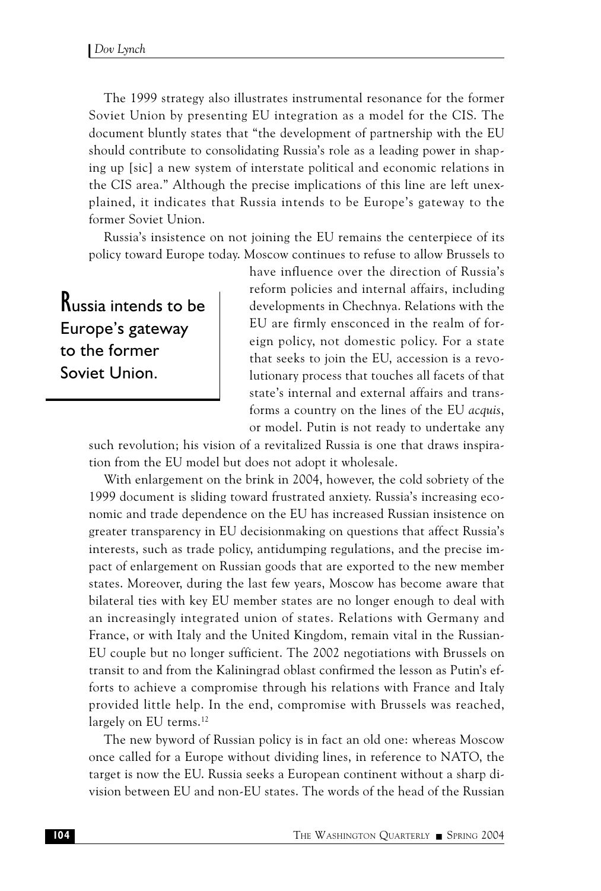The 1999 strategy also illustrates instrumental resonance for the former Soviet Union by presenting EU integration as a model for the CIS. The document bluntly states that "the development of partnership with the EU should contribute to consolidating Russia's role as a leading power in shaping up [sic] a new system of interstate political and economic relations in the CIS area." Although the precise implications of this line are left unexplained, it indicates that Russia intends to be Europe's gateway to the former Soviet Union.

Russia's insistence on not joining the EU remains the centerpiece of its policy toward Europe today. Moscow continues to refuse to allow Brussels to have influence over the direction of Russia's reform policies and internal affairs, including developments in Chechnya. Relations with the EU are firmly ensconced in the realm of foreign policy, not domestic policy. For a state that seeks to join the EU, accession is a revolutionary process that touches all facets of that state's internal and external affairs and transforms a country on the lines of the EU *acquis*, or model. Putin is not ready to undertake any such revolution; his vision of a revitalized Russia is one that draws inspiration from the EU model but does not adopt it wholesale.

> Russia intends to be Europe's gateway to the former Soviet Union.

With enlargement on the brink in 2004, however, the cold sobriety of the 1999 document is sliding toward frustrated anxiety. Russia's increasing economic and trade dependence on the EU has increased Russian insistence on greater transparency in EU decisionmaking on questions that affect Russia's interests, such as trade policy, antidumping regulations, and the precise impact of enlargement on Russian goods that are exported to the new member states. Moreover, during the last few years, Moscow has become aware that bilateral ties with key EU member states are no longer enough to deal with an increasingly integrated union of states. Relations with Germany and France, or with Italy and the United Kingdom, remain vital in the Russian-EU couple but no longer sufficient. The 2002 negotiations with Brussels on transit to and from the Kaliningrad oblast confirmed the lesson as Putin's efforts to achieve a compromise through his relations with France and Italy provided little help. In the end, compromise with Brussels was reached, largely on EU terms.[12]

The new byword of Russian policy is in fact an old one: whereas Moscow once called for a Europe without dividing lines, in reference to NATO, the target is now the EU. Russia seeks a European continent without a sharp division between EU and non-EU states. The words of the head of the Russian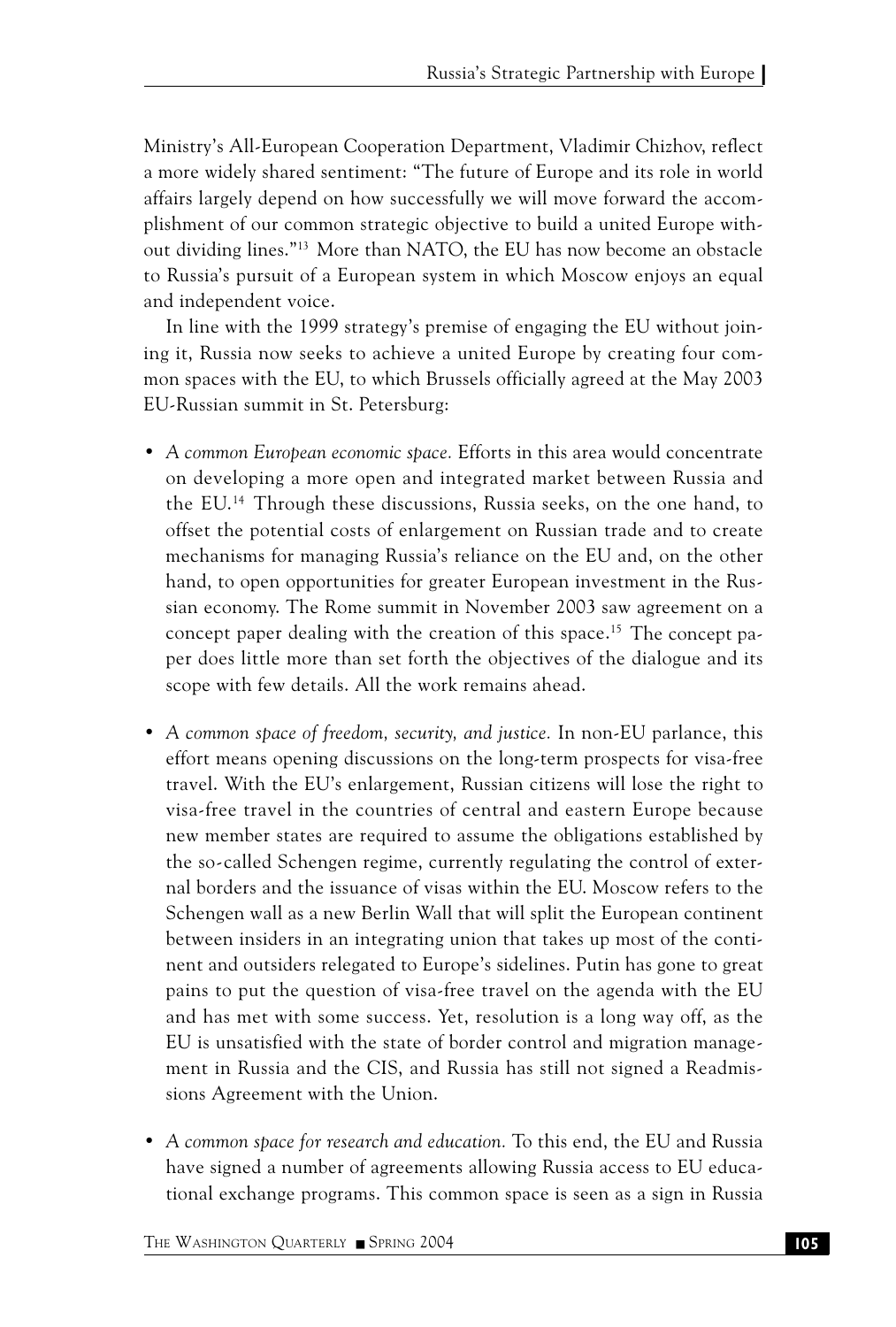Ministry's All-European Cooperation Department, Vladimir Chizhov, reflect a more widely shared sentiment: "The future of Europe and its role in world affairs largely depend on how successfully we will move forward the accomplishment of our common strategic objective to build a united Europe without dividing lines."[13] More than NATO, the EU has now become an obstacle to Russia's pursuit of a European system in which Moscow enjoys an equal and independent voice.

In line with the 1999 strategy's premise of engaging the EU without joining it, Russia now seeks to achieve a united Europe by creating four common spaces with the EU, to which Brussels officially agreed at the May 2003 EU-Russian summit in St. Petersburg:

- *A common European economic space.* Efforts in this area would concentrate on developing a more open and integrated market between Russia and the EU.[14] Through these discussions, Russia seeks, on the one hand, to offset the potential costs of enlargement on Russian trade and to create mechanisms for managing Russia's reliance on the EU and, on the other hand, to open opportunities for greater European investment in the Russian economy. The Rome summit in November 2003 saw agreement on a concept paper dealing with the creation of this space.[15] The concept paper does little more than set forth the objectives of the dialogue and its scope with few details. All the work remains ahead.

- *A common space of freedom, security, and justice.* In non-EU parlance, this effort means opening discussions on the long-term prospects for visa-free travel. With the EU's enlargement, Russian citizens will lose the right to visa-free travel in the countries of central and eastern Europe because new member states are required to assume the obligations established by the so-called Schengen regime, currently regulating the control of external borders and the issuance of visas within the EU. Moscow refers to the Schengen wall as a new Berlin Wall that will split the European continent between insiders in an integrating union that takes up most of the continent and outsiders relegated to Europe's sidelines. Putin has gone to great pains to put the question of visa-free travel on the agenda with the EU and has met with some success. Yet, resolution is a long way off, as the EU is unsatisfied with the state of border control and migration management in Russia and the CIS, and Russia has still not signed a Readmissions Agreement with the Union.

- *A common space for research and education.* To this end, the EU and Russia have signed a number of agreements allowing Russia access to EU educational exchange programs. This common space is seen as a sign in Russia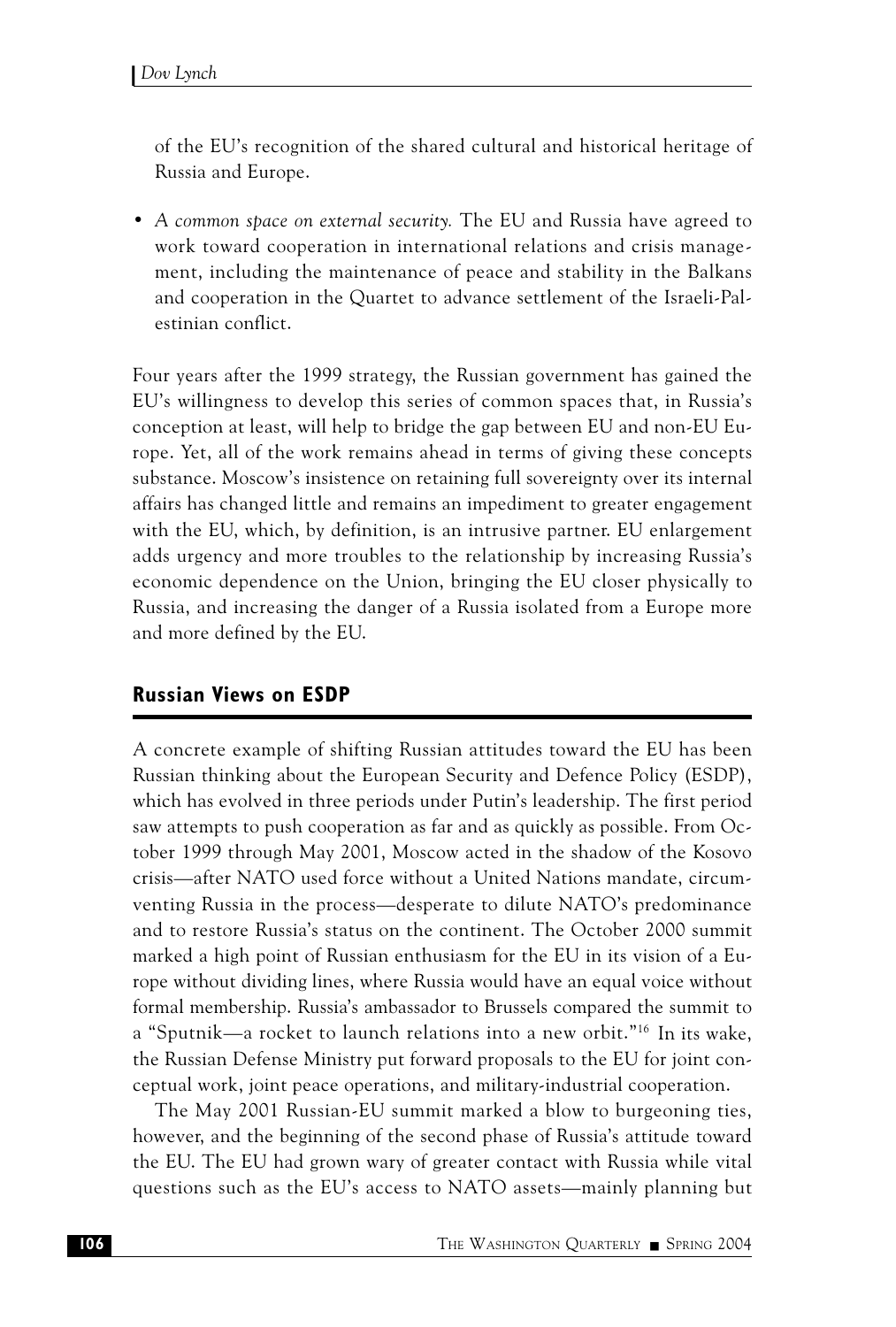of the EU's recognition of the shared cultural and historical heritage of Russia and Europe.

- *A common space on external security.* The EU and Russia have agreed to work toward cooperation in international relations and crisis management, including the maintenance of peace and stability in the Balkans and cooperation in the Quartet to advance settlement of the Israeli-Palestinian conflict.

Four years after the 1999 strategy, the Russian government has gained the EU's willingness to develop this series of common spaces that, in Russia's conception at least, will help to bridge the gap between EU and non-EU Europe. Yet, all of the work remains ahead in terms of giving these concepts substance. Moscow's insistence on retaining full sovereignty over its internal affairs has changed little and remains an impediment to greater engagement with the EU, which, by definition, is an intrusive partner. EU enlargement adds urgency and more troubles to the relationship by increasing Russia's economic dependence on the Union, bringing the EU closer physically to Russia, and increasing the danger of a Russia isolated from a Europe more and more defined by the EU.

## Russian Views on ESDP

A concrete example of shifting Russian attitudes toward the EU has been Russian thinking about the European Security and Defence Policy (ESDP), which has evolved in three periods under Putin's leadership. The first period saw attempts to push cooperation as far and as quickly as possible. From October 1999 through May 2001, Moscow acted in the shadow of the Kosovo crisis—after NATO used force without a United Nations mandate, circumventing Russia in the process—desperate to dilute NATO's predominance and to restore Russia's status on the continent. The October 2000 summit marked a high point of Russian enthusiasm for the EU in its vision of a Europe without dividing lines, where Russia would have an equal voice without formal membership. Russia's ambassador to Brussels compared the summit to a "Sputnik—a rocket to launch relations into a new orbit."[16] In its wake, the Russian Defense Ministry put forward proposals to the EU for joint conceptual work, joint peace operations, and military-industrial cooperation.

The May 2001 Russian-EU summit marked a blow to burgeoning ties, however, and the beginning of the second phase of Russia's attitude toward the EU. The EU had grown wary of greater contact with Russia while vital questions such as the EU's access to NATO assets—mainly planning but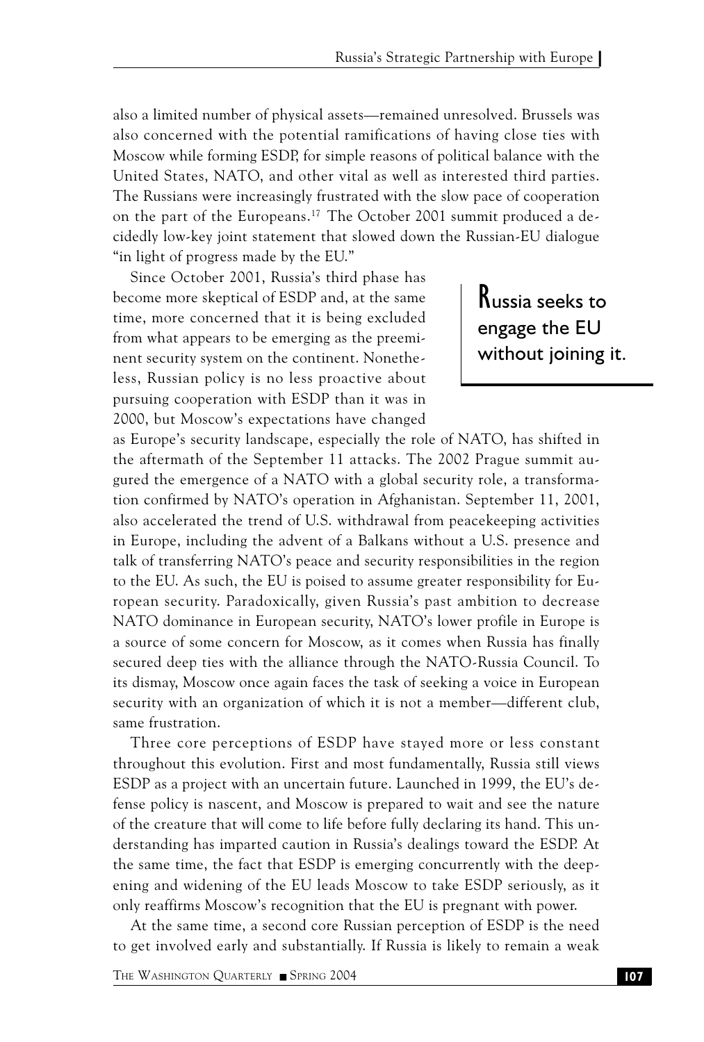also a limited number of physical assets—remained unresolved. Brussels was also concerned with the potential ramifications of having close ties with Moscow while forming ESDP, for simple reasons of political balance with the United States, NATO, and other vital as well as interested third parties. The Russians were increasingly frustrated with the slow pace of cooperation on the part of the Europeans.[17] The October 2001 summit produced a decidedly low-key joint statement that slowed down the Russian-EU dialogue "in light of progress made by the EU."

Since October 2001, Russia's third phase has become more skeptical of ESDP and, at the same time, more concerned that it is being excluded from what appears to be emerging as the preeminent security system on the continent. Nonetheless, Russian policy is no less proactive about pursuing cooperation with ESDP than it was in 2000, but Moscow's expectations have changed as Europe's security landscape, especially the role of NATO, has shifted in the aftermath of the September 11 attacks. The 2002 Prague summit augured the emergence of a NATO with a global security role, a transformation confirmed by NATO's operation in Afghanistan. September 11, 2001, also accelerated the trend of U.S. withdrawal from peacekeeping activities in Europe, including the advent of a Balkans without a U.S. presence and talk of transferring NATO's peace and security responsibilities in the region to the EU. As such, the EU is poised to assume greater responsibility for European security. Paradoxically, given Russia's past ambition to decrease NATO dominance in European security, NATO's lower profile in Europe is a source of some concern for Moscow, as it comes when Russia has finally secured deep ties with the alliance through the NATO-Russia Council. To its dismay, Moscow once again faces the task of seeking a voice in European security with an organization of which it is not a member—different club, same frustration.

> Russia seeks to engage the EU without joining it.

Three core perceptions of ESDP have stayed more or less constant throughout this evolution. First and most fundamentally, Russia still views ESDP as a project with an uncertain future. Launched in 1999, the EU's defense policy is nascent, and Moscow is prepared to wait and see the nature of the creature that will come to life before fully declaring its hand. This understanding has imparted caution in Russia's dealings toward the ESDP. At the same time, the fact that ESDP is emerging concurrently with the deepening and widening of the EU leads Moscow to take ESDP seriously, as it only reaffirms Moscow's recognition that the EU is pregnant with power.

At the same time, a second core Russian perception of ESDP is the need to get involved early and substantially. If Russia is likely to remain a weak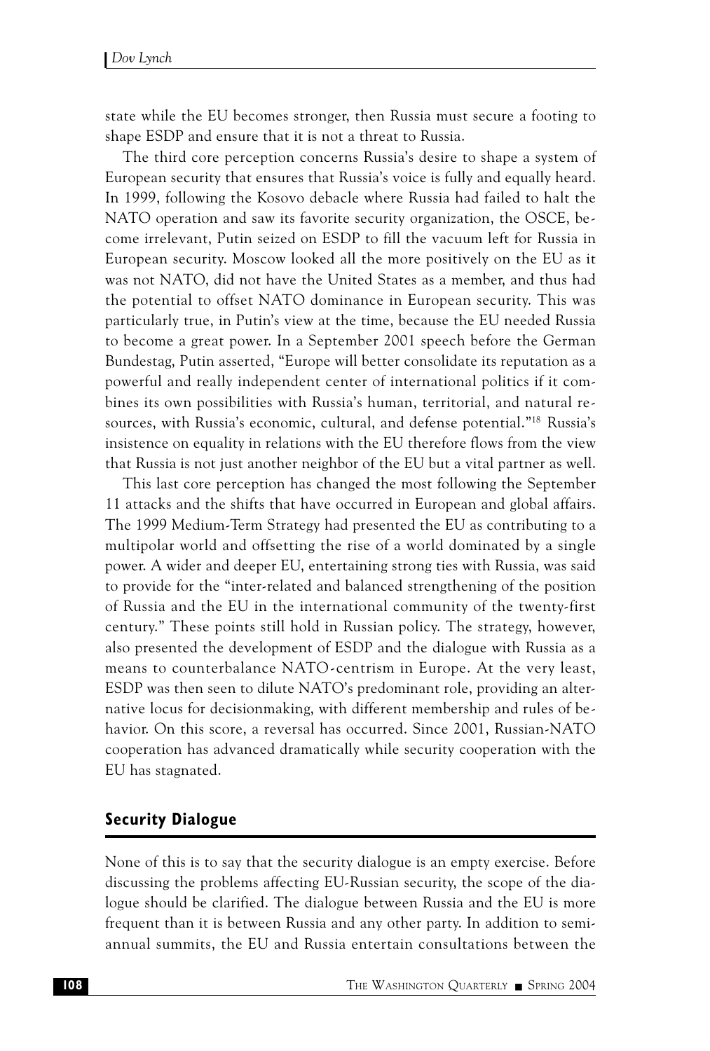state while the EU becomes stronger, then Russia must secure a footing to shape ESDP and ensure that it is not a threat to Russia.

The third core perception concerns Russia's desire to shape a system of European security that ensures that Russia's voice is fully and equally heard. In 1999, following the Kosovo debacle where Russia had failed to halt the NATO operation and saw its favorite security organization, the OSCE, become irrelevant, Putin seized on ESDP to fill the vacuum left for Russia in European security. Moscow looked all the more positively on the EU as it was not NATO, did not have the United States as a member, and thus had the potential to offset NATO dominance in European security. This was particularly true, in Putin's view at the time, because the EU needed Russia to become a great power. In a September 2001 speech before the German Bundestag, Putin asserted, "Europe will better consolidate its reputation as a powerful and really independent center of international politics if it combines its own possibilities with Russia's human, territorial, and natural resources, with Russia's economic, cultural, and defense potential."[18] Russia's insistence on equality in relations with the EU therefore flows from the view that Russia is not just another neighbor of the EU but a vital partner as well.

This last core perception has changed the most following the September 11 attacks and the shifts that have occurred in European and global affairs. The 1999 Medium-Term Strategy had presented the EU as contributing to a multipolar world and offsetting the rise of a world dominated by a single power. A wider and deeper EU, entertaining strong ties with Russia, was said to provide for the "inter-related and balanced strengthening of the position of Russia and the EU in the international community of the twenty-first century." These points still hold in Russian policy. The strategy, however, also presented the development of ESDP and the dialogue with Russia as a means to counterbalance NATO-centrism in Europe. At the very least, ESDP was then seen to dilute NATO's predominant role, providing an alternative locus for decisionmaking, with different membership and rules of behavior. On this score, a reversal has occurred. Since 2001, Russian-NATO cooperation has advanced dramatically while security cooperation with the EU has stagnated.

## Security Dialogue

None of this is to say that the security dialogue is an empty exercise. Before discussing the problems affecting EU-Russian security, the scope of the dialogue should be clarified. The dialogue between Russia and the EU is more frequent than it is between Russia and any other party. In addition to semiannual summits, the EU and Russia entertain consultations between the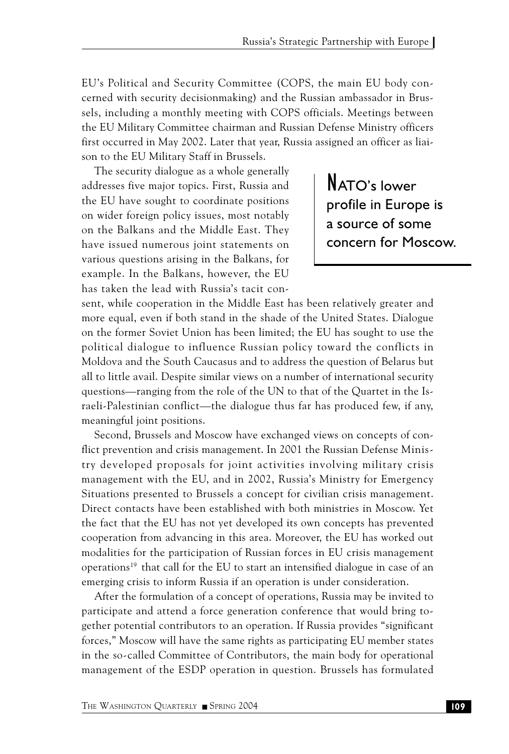EU's Political and Security Committee (COPS, the main EU body concerned with security decisionmaking) and the Russian ambassador in Brussels, including a monthly meeting with COPS officials. Meetings between the EU Military Committee chairman and Russian Defense Ministry officers first occurred in May 2002. Later that year, Russia assigned an officer as liaison to the EU Military Staff in Brussels.

The security dialogue as a whole generally addresses five major topics. First, Russia and the EU have sought to coordinate positions on wider foreign policy issues, most notably on the Balkans and the Middle East. They have issued numerous joint statements on various questions arising in the Balkans, for example. In the Balkans, however, the EU has taken the lead with Russia's tacit consent, while cooperation in the Middle East has been relatively greater and more equal, even if both stand in the shade of the United States. Dialogue on the former Soviet Union has been limited; the EU has sought to use the political dialogue to influence Russian policy toward the conflicts in Moldova and the South Caucasus and to address the question of Belarus but all to little avail. Despite similar views on a number of international security questions—ranging from the role of the UN to that of the Quartet in the Israeli-Palestinian conflict—the dialogue thus far has produced few, if any, meaningful joint positions.

> **NATO's lower profile in Europe is a source of some concern for Moscow.**

Second, Brussels and Moscow have exchanged views on concepts of conflict prevention and crisis management. In 2001 the Russian Defense Ministry developed proposals for joint activities involving military crisis management with the EU, and in 2002, Russia's Ministry for Emergency Situations presented to Brussels a concept for civilian crisis management. Direct contacts have been established with both ministries in Moscow. Yet the fact that the EU has not yet developed its own concepts has prevented cooperation from advancing in this area. Moreover, the EU has worked out modalities for the participation of Russian forces in EU crisis management operations[19] that call for the EU to start an intensified dialogue in case of an emerging crisis to inform Russia if an operation is under consideration.

After the formulation of a concept of operations, Russia may be invited to participate and attend a force generation conference that would bring together potential contributors to an operation. If Russia provides "significant forces," Moscow will have the same rights as participating EU member states in the so-called Committee of Contributors, the main body for operational management of the ESDP operation in question. Brussels has formulated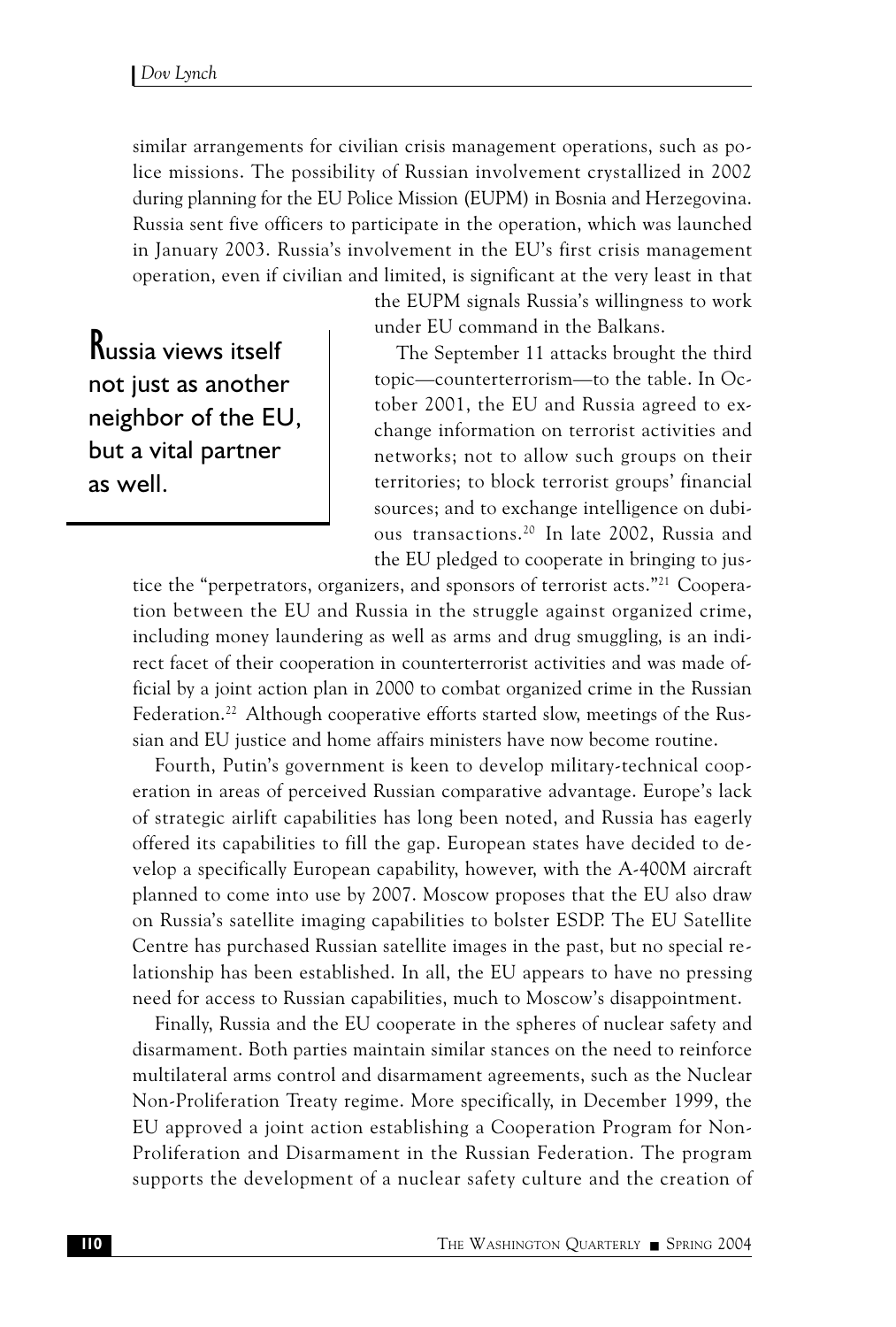similar arrangements for civilian crisis management operations, such as police missions. The possibility of Russian involvement crystallized in 2002 during planning for the EU Police Mission (EUPM) in Bosnia and Herzegovina. Russia sent five officers to participate in the operation, which was launched in January 2003. Russia's involvement in the EU's first crisis management operation, even if civilian and limited, is significant at the very least in that the EUPM signals Russia's willingness to work under EU command in the Balkans.

> **Russia views itself not just as another neighbor of the EU, but a vital partner as well.**

The September 11 attacks brought the third topic—counterterrorism—to the table. In October 2001, the EU and Russia agreed to exchange information on terrorist activities and networks; not to allow such groups on their territories; to block terrorist groups' financial sources; and to exchange intelligence on dubious transactions.[20] In late 2002, Russia and the EU pledged to cooperate in bringing to justice the "perpetrators, organizers, and sponsors of terrorist acts."[21] Cooperation between the EU and Russia in the struggle against organized crime, including money laundering as well as arms and drug smuggling, is an indirect facet of their cooperation in counterterrorist activities and was made official by a joint action plan in 2000 to combat organized crime in the Russian Federation.[22] Although cooperative efforts started slow, meetings of the Russian and EU justice and home affairs ministers have now become routine.

Fourth, Putin's government is keen to develop military-technical cooperation in areas of perceived Russian comparative advantage. Europe's lack of strategic airlift capabilities has long been noted, and Russia has eagerly offered its capabilities to fill the gap. European states have decided to develop a specifically European capability, however, with the A-400M aircraft planned to come into use by 2007. Moscow proposes that the EU also draw on Russia's satellite imaging capabilities to bolster ESDP. The EU Satellite Centre has purchased Russian satellite images in the past, but no special relationship has been established. In all, the EU appears to have no pressing need for access to Russian capabilities, much to Moscow's disappointment.

Finally, Russia and the EU cooperate in the spheres of nuclear safety and disarmament. Both parties maintain similar stances on the need to reinforce multilateral arms control and disarmament agreements, such as the Nuclear Non-Proliferation Treaty regime. More specifically, in December 1999, the EU approved a joint action establishing a Cooperation Program for Non-Proliferation and Disarmament in the Russian Federation. The program supports the development of a nuclear safety culture and the creation of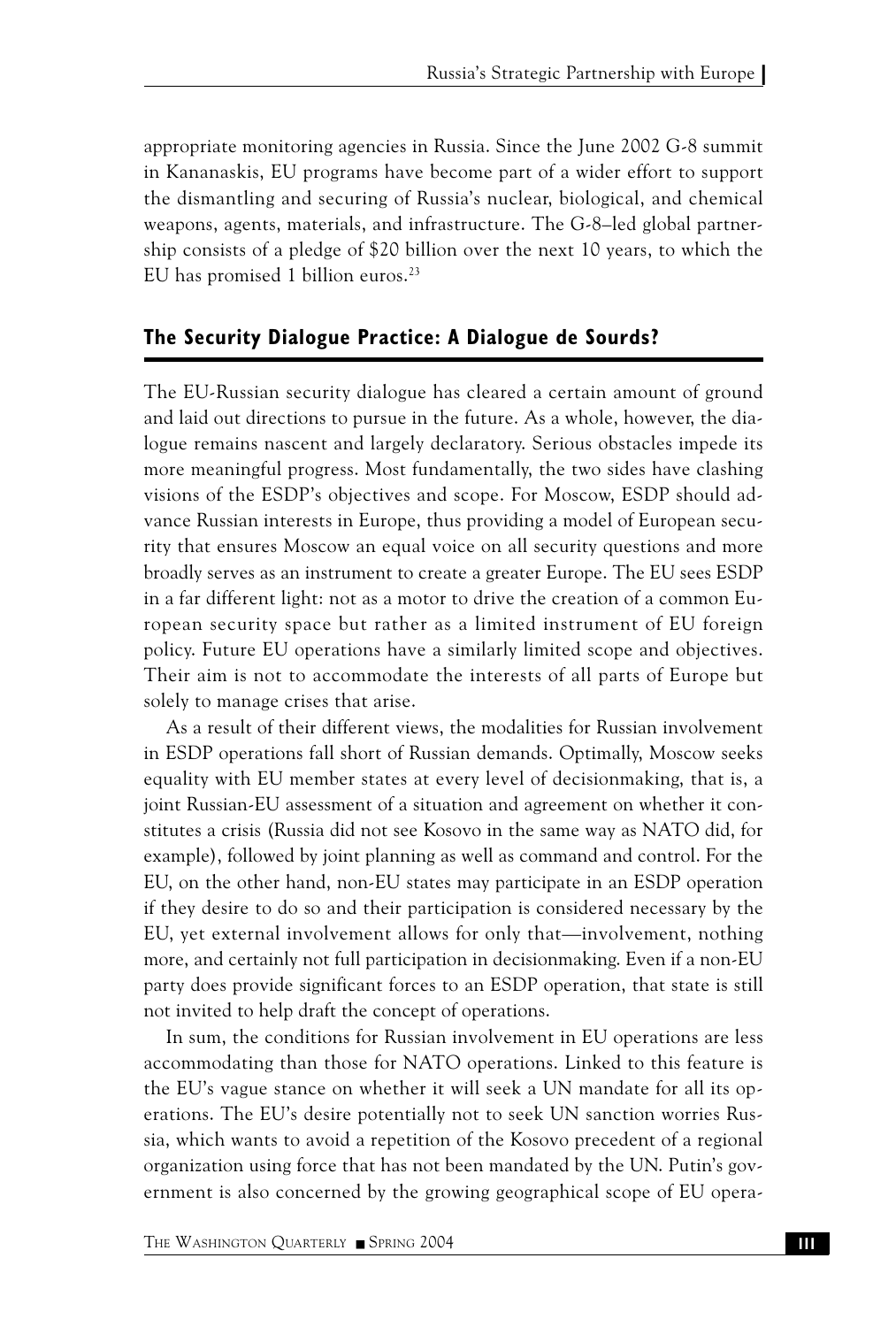appropriate monitoring agencies in Russia. Since the June 2002 G-8 summit in Kananaskis, EU programs have become part of a wider effort to support the dismantling and securing of Russia's nuclear, biological, and chemical weapons, agents, materials, and infrastructure. The G-8–led global partnership consists of a pledge of $20 billion over the next 10 years, to which the EU has promised 1 billion euros.[23]

## The Security Dialogue Practice: A Dialogue de Sourds?

The EU-Russian security dialogue has cleared a certain amount of ground and laid out directions to pursue in the future. As a whole, however, the dialogue remains nascent and largely declaratory. Serious obstacles impede its more meaningful progress. Most fundamentally, the two sides have clashing visions of the ESDP's objectives and scope. For Moscow, ESDP should advance Russian interests in Europe, thus providing a model of European security that ensures Moscow an equal voice on all security questions and more broadly serves as an instrument to create a greater Europe. The EU sees ESDP in a far different light: not as a motor to drive the creation of a common European security space but rather as a limited instrument of EU foreign policy. Future EU operations have a similarly limited scope and objectives. Their aim is not to accommodate the interests of all parts of Europe but solely to manage crises that arise.

As a result of their different views, the modalities for Russian involvement in ESDP operations fall short of Russian demands. Optimally, Moscow seeks equality with EU member states at every level of decisionmaking, that is, a joint Russian-EU assessment of a situation and agreement on whether it constitutes a crisis (Russia did not see Kosovo in the same way as NATO did, for example), followed by joint planning as well as command and control. For the EU, on the other hand, non-EU states may participate in an ESDP operation if they desire to do so and their participation is considered necessary by the EU, yet external involvement allows for only that—involvement, nothing more, and certainly not full participation in decisionmaking. Even if a non-EU party does provide significant forces to an ESDP operation, that state is still not invited to help draft the concept of operations.

In sum, the conditions for Russian involvement in EU operations are less accommodating than those for NATO operations. Linked to this feature is the EU's vague stance on whether it will seek a UN mandate for all its operations. The EU's desire potentially not to seek UN sanction worries Russia, which wants to avoid a repetition of the Kosovo precedent of a regional organization using force that has not been mandated by the UN. Putin's government is also concerned by the growing geographical scope of EU opera-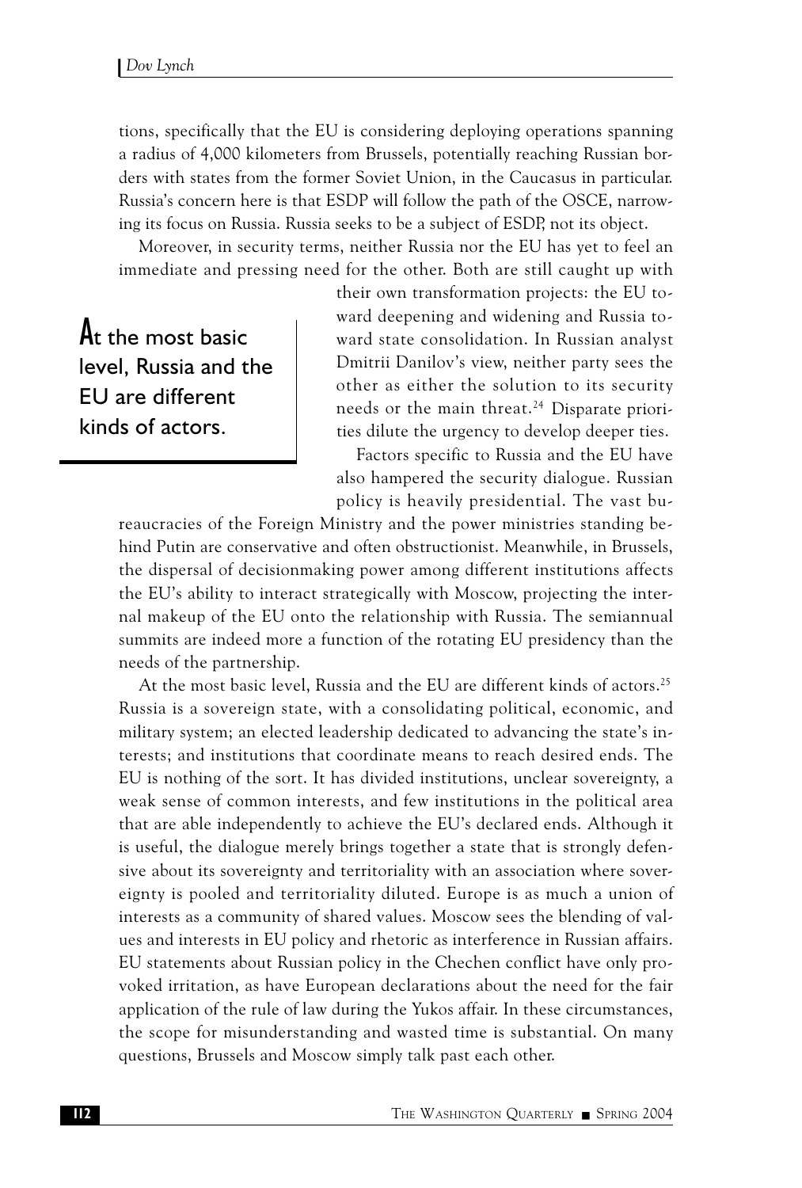tions, specifically that the EU is considering deploying operations spanning a radius of 4,000 kilometers from Brussels, potentially reaching Russian borders with states from the former Soviet Union, in the Caucasus in particular. Russia's concern here is that ESDP will follow the path of the OSCE, narrowing its focus on Russia. Russia seeks to be a subject of ESDP, not its object.

Moreover, in security terms, neither Russia nor the EU has yet to feel an immediate and pressing need for the other. Both are still caught up with their own transformation projects: the EU toward deepening and widening and Russia toward state consolidation. In Russian analyst Dmitrii Danilov's view, neither party sees the other as either the solution to its security needs or the main threat.[24] Disparate priorities dilute the urgency to develop deeper ties.

> **At the most basic level, Russia and the EU are different kinds of actors.**

Factors specific to Russia and the EU have also hampered the security dialogue. Russian policy is heavily presidential. The vast bureaucracies of the Foreign Ministry and the power ministries standing behind Putin are conservative and often obstructionist. Meanwhile, in Brussels, the dispersal of decisionmaking power among different institutions affects the EU's ability to interact strategically with Moscow, projecting the internal makeup of the EU onto the relationship with Russia. The semiannual summits are indeed more a function of the rotating EU presidency than the needs of the partnership.

At the most basic level, Russia and the EU are different kinds of actors.[25] Russia is a sovereign state, with a consolidating political, economic, and military system; an elected leadership dedicated to advancing the state's interests; and institutions that coordinate means to reach desired ends. The EU is nothing of the sort. It has divided institutions, unclear sovereignty, a weak sense of common interests, and few institutions in the political area that are able independently to achieve the EU's declared ends. Although it is useful, the dialogue merely brings together a state that is strongly defensive about its sovereignty and territoriality with an association where sovereignty is pooled and territoriality diluted. Europe is as much a union of interests as a community of shared values. Moscow sees the blending of values and interests in EU policy and rhetoric as interference in Russian affairs. EU statements about Russian policy in the Chechen conflict have only provoked irritation, as have European declarations about the need for the fair application of the rule of law during the Yukos affair. In these circumstances, the scope for misunderstanding and wasted time is substantial. On many questions, Brussels and Moscow simply talk past each other.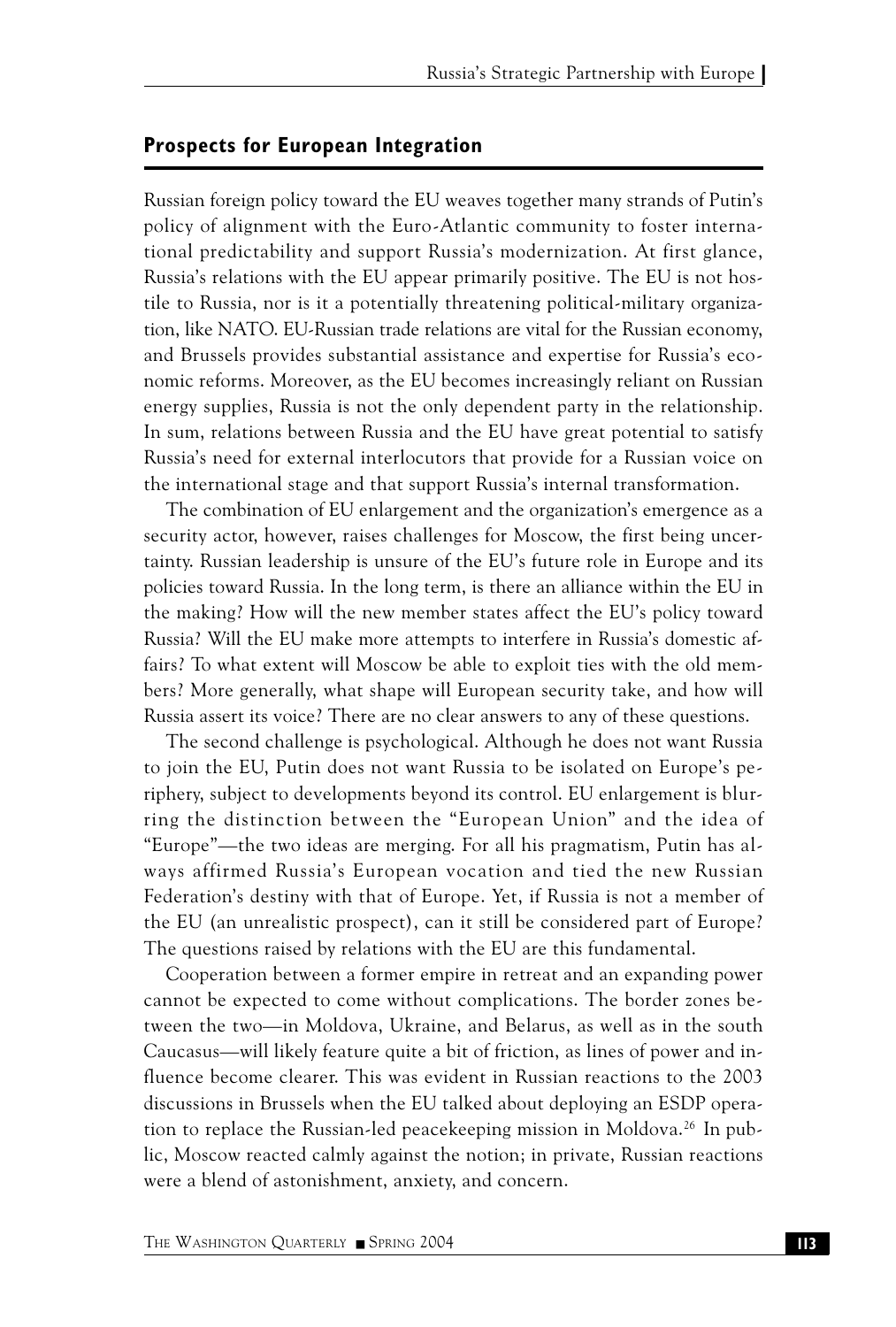## Prospects for European Integration

Russian foreign policy toward the EU weaves together many strands of Putin's policy of alignment with the Euro-Atlantic community to foster international predictability and support Russia's modernization. At first glance, Russia's relations with the EU appear primarily positive. The EU is not hostile to Russia, nor is it a potentially threatening political-military organization, like NATO. EU-Russian trade relations are vital for the Russian economy, and Brussels provides substantial assistance and expertise for Russia's economic reforms. Moreover, as the EU becomes increasingly reliant on Russian energy supplies, Russia is not the only dependent party in the relationship. In sum, relations between Russia and the EU have great potential to satisfy Russia's need for external interlocutors that provide for a Russian voice on the international stage and that support Russia's internal transformation.

The combination of EU enlargement and the organization's emergence as a security actor, however, raises challenges for Moscow, the first being uncertainty. Russian leadership is unsure of the EU's future role in Europe and its policies toward Russia. In the long term, is there an alliance within the EU in the making? How will the new member states affect the EU's policy toward Russia? Will the EU make more attempts to interfere in Russia's domestic affairs? To what extent will Moscow be able to exploit ties with the old members? More generally, what shape will European security take, and how will Russia assert its voice? There are no clear answers to any of these questions.

The second challenge is psychological. Although he does not want Russia to join the EU, Putin does not want Russia to be isolated on Europe's periphery, subject to developments beyond its control. EU enlargement is blurring the distinction between the "European Union" and the idea of "Europe"—the two ideas are merging. For all his pragmatism, Putin has always affirmed Russia's European vocation and tied the new Russian Federation's destiny with that of Europe. Yet, if Russia is not a member of the EU (an unrealistic prospect), can it still be considered part of Europe? The questions raised by relations with the EU are this fundamental.

Cooperation between a former empire in retreat and an expanding power cannot be expected to come without complications. The border zones between the two—in Moldova, Ukraine, and Belarus, as well as in the south Caucasus—will likely feature quite a bit of friction, as lines of power and influence become clearer. This was evident in Russian reactions to the 2003 discussions in Brussels when the EU talked about deploying an ESDP operation to replace the Russian-led peacekeeping mission in Moldova.[26] In public, Moscow reacted calmly against the notion; in private, Russian reactions were a blend of astonishment, anxiety, and concern.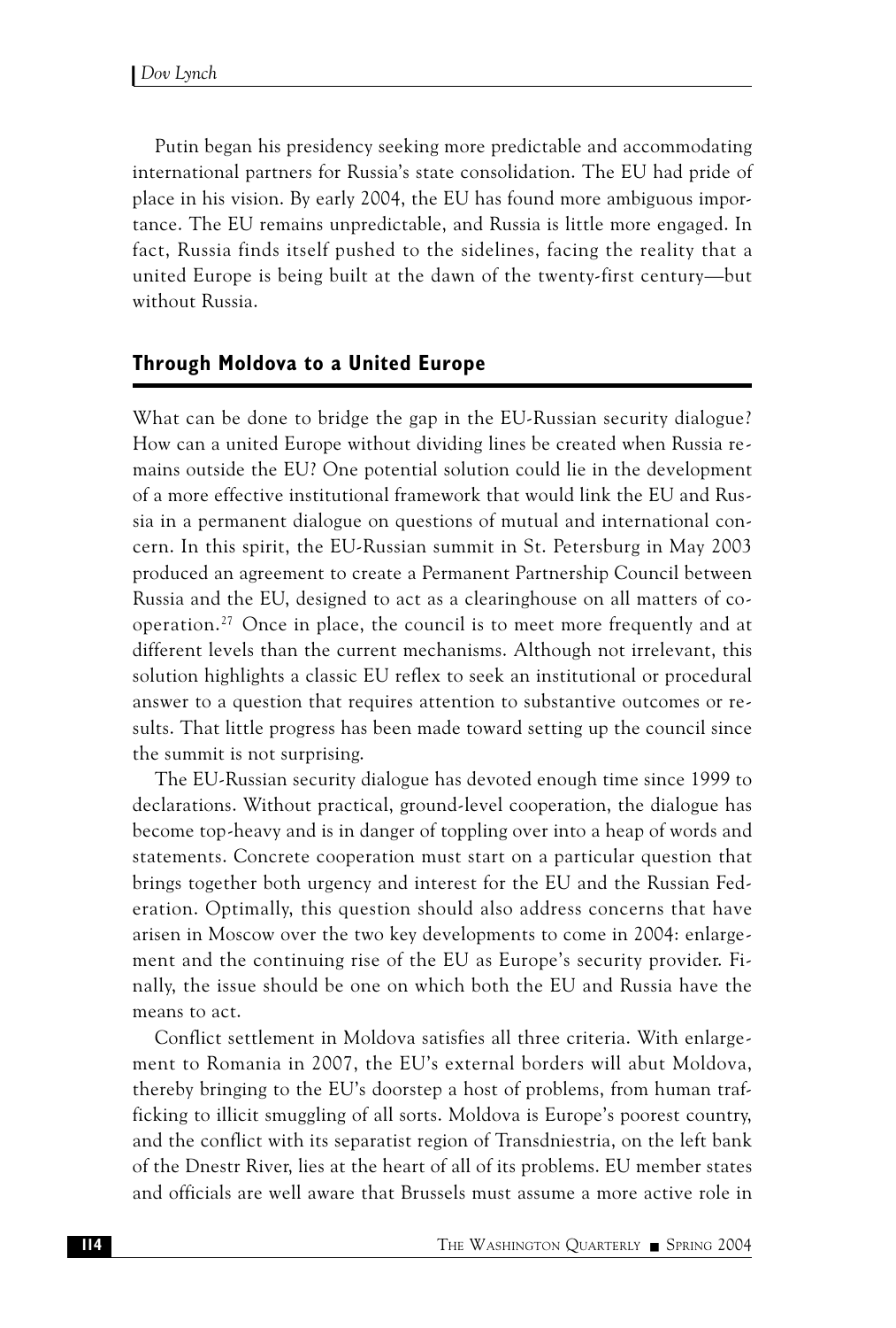Putin began his presidency seeking more predictable and accommodating international partners for Russia's state consolidation. The EU had pride of place in his vision. By early 2004, the EU has found more ambiguous importance. The EU remains unpredictable, and Russia is little more engaged. In fact, Russia finds itself pushed to the sidelines, facing the reality that a united Europe is being built at the dawn of the twenty-first century—but without Russia.

## Through Moldova to a United Europe

What can be done to bridge the gap in the EU-Russian security dialogue? How can a united Europe without dividing lines be created when Russia remains outside the EU? One potential solution could lie in the development of a more effective institutional framework that would link the EU and Russia in a permanent dialogue on questions of mutual and international concern. In this spirit, the EU-Russian summit in St. Petersburg in May 2003 produced an agreement to create a Permanent Partnership Council between Russia and the EU, designed to act as a clearinghouse on all matters of cooperation.[27] Once in place, the council is to meet more frequently and at different levels than the current mechanisms. Although not irrelevant, this solution highlights a classic EU reflex to seek an institutional or procedural answer to a question that requires attention to substantive outcomes or results. That little progress has been made toward setting up the council since the summit is not surprising.

The EU-Russian security dialogue has devoted enough time since 1999 to declarations. Without practical, ground-level cooperation, the dialogue has become top-heavy and is in danger of toppling over into a heap of words and statements. Concrete cooperation must start on a particular question that brings together both urgency and interest for the EU and the Russian Federation. Optimally, this question should also address concerns that have arisen in Moscow over the two key developments to come in 2004: enlargement and the continuing rise of the EU as Europe's security provider. Finally, the issue should be one on which both the EU and Russia have the means to act.

Conflict settlement in Moldova satisfies all three criteria. With enlargement to Romania in 2007, the EU's external borders will abut Moldova, thereby bringing to the EU's doorstep a host of problems, from human trafficking to illicit smuggling of all sorts. Moldova is Europe's poorest country, and the conflict with its separatist region of Transdniestria, on the left bank of the Dnestr River, lies at the heart of all of its problems. EU member states and officials are well aware that Brussels must assume a more active role in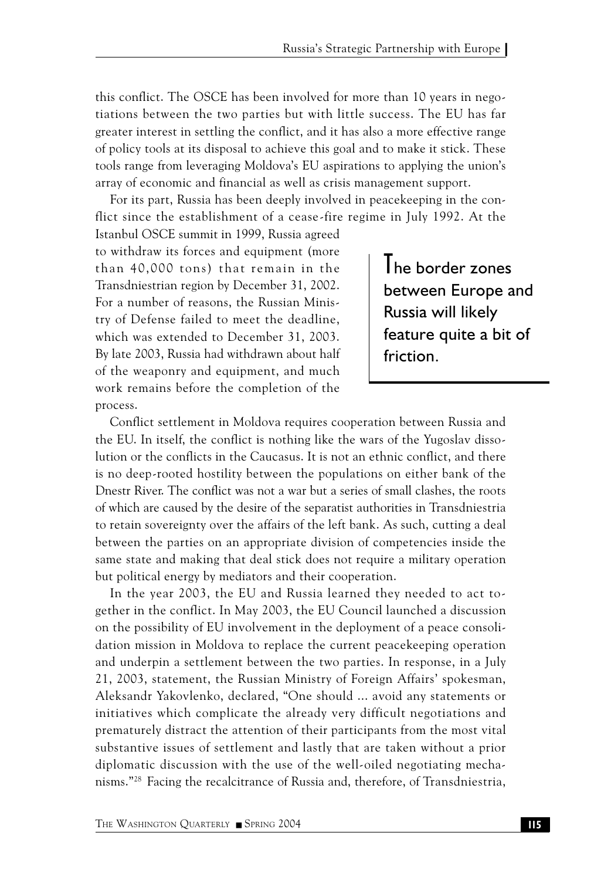this conflict. The OSCE has been involved for more than 10 years in negotiations between the two parties but with little success. The EU has far greater interest in settling the conflict, and it has also a more effective range of policy tools at its disposal to achieve this goal and to make it stick. These tools range from leveraging Moldova's EU aspirations to applying the union's array of economic and financial as well as crisis management support.

For its part, Russia has been deeply involved in peacekeeping in the conflict since the establishment of a cease-fire regime in July 1992. At the Istanbul OSCE summit in 1999, Russia agreed to withdraw its forces and equipment (more than 40,000 tons) that remain in the Transdniestrian region by December 31, 2002. For a number of reasons, the Russian Ministry of Defense failed to meet the deadline, which was extended to December 31, 2003. By late 2003, Russia had withdrawn about half of the weaponry and equipment, and much work remains before the completion of the process.

> The border zones between Europe and Russia will likely feature quite a bit of friction.

Conflict settlement in Moldova requires cooperation between Russia and the EU. In itself, the conflict is nothing like the wars of the Yugoslav dissolution or the conflicts in the Caucasus. It is not an ethnic conflict, and there is no deep-rooted hostility between the populations on either bank of the Dnestr River. The conflict was not a war but a series of small clashes, the roots of which are caused by the desire of the separatist authorities in Transdniestria to retain sovereignty over the affairs of the left bank. As such, cutting a deal between the parties on an appropriate division of competencies inside the same state and making that deal stick does not require a military operation but political energy by mediators and their cooperation.

In the year 2003, the EU and Russia learned they needed to act together in the conflict. In May 2003, the EU Council launched a discussion on the possibility of EU involvement in the deployment of a peace consolidation mission in Moldova to replace the current peacekeeping operation and underpin a settlement between the two parties. In response, in a July 21, 2003, statement, the Russian Ministry of Foreign Affairs' spokesman, Aleksandr Yakovlenko, declared, "One should … avoid any statements or initiatives which complicate the already very difficult negotiations and prematurely distract the attention of their participants from the most vital substantive issues of settlement and lastly that are taken without a prior diplomatic discussion with the use of the well-oiled negotiating mechanisms."[28] Facing the recalcitrance of Russia and, therefore, of Transdniestria,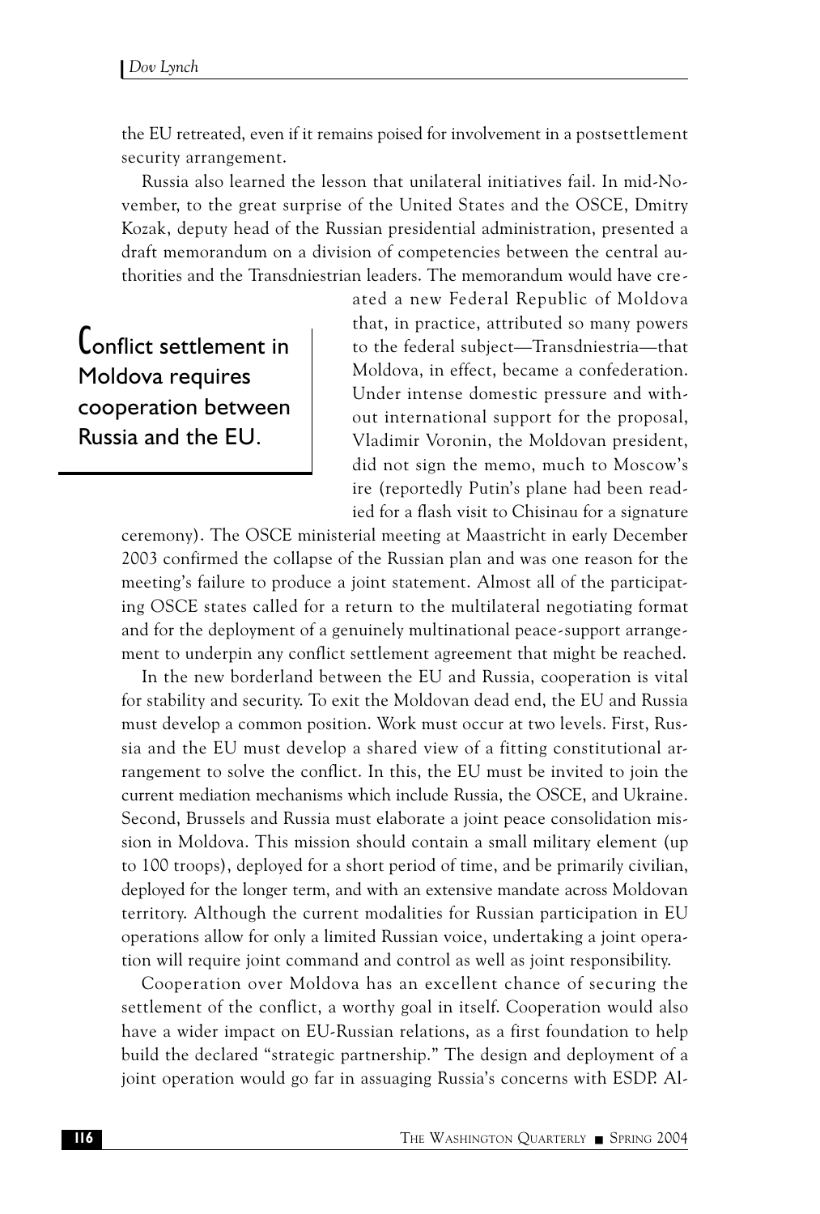the EU retreated, even if it remains poised for involvement in a postsettlement security arrangement.

Russia also learned the lesson that unilateral initiatives fail. In mid-November, to the great surprise of the United States and the OSCE, Dmitry Kozak, deputy head of the Russian presidential administration, presented a draft memorandum on a division of competencies between the central authorities and the Transdniestrian leaders. The memorandum would have created a new Federal Republic of Moldova that, in practice, attributed so many powers to the federal subject—Transdniestria—that Moldova, in effect, became a confederation. Under intense domestic pressure and without international support for the proposal, Vladimir Voronin, the Moldovan president, did not sign the memo, much to Moscow's ire (reportedly Putin's plane had been readied for a flash visit to Chisinau for a signature ceremony). The OSCE ministerial meeting at Maastricht in early December 2003 confirmed the collapse of the Russian plan and was one reason for the meeting's failure to produce a joint statement. Almost all of the participating OSCE states called for a return to the multilateral negotiating format and for the deployment of a genuinely multinational peace-support arrangement to underpin any conflict settlement agreement that might be reached.

> Conflict settlement in Moldova requires cooperation between Russia and the EU.

In the new borderland between the EU and Russia, cooperation is vital for stability and security. To exit the Moldovan dead end, the EU and Russia must develop a common position. Work must occur at two levels. First, Russia and the EU must develop a shared view of a fitting constitutional arrangement to solve the conflict. In this, the EU must be invited to join the current mediation mechanisms which include Russia, the OSCE, and Ukraine. Second, Brussels and Russia must elaborate a joint peace consolidation mission in Moldova. This mission should contain a small military element (up to 100 troops), deployed for a short period of time, and be primarily civilian, deployed for the longer term, and with an extensive mandate across Moldovan territory. Although the current modalities for Russian participation in EU operations allow for only a limited Russian voice, undertaking a joint operation will require joint command and control as well as joint responsibility.

Cooperation over Moldova has an excellent chance of securing the settlement of the conflict, a worthy goal in itself. Cooperation would also have a wider impact on EU-Russian relations, as a first foundation to help build the declared "strategic partnership." The design and deployment of a joint operation would go far in assuaging Russia's concerns with ESDP. Al-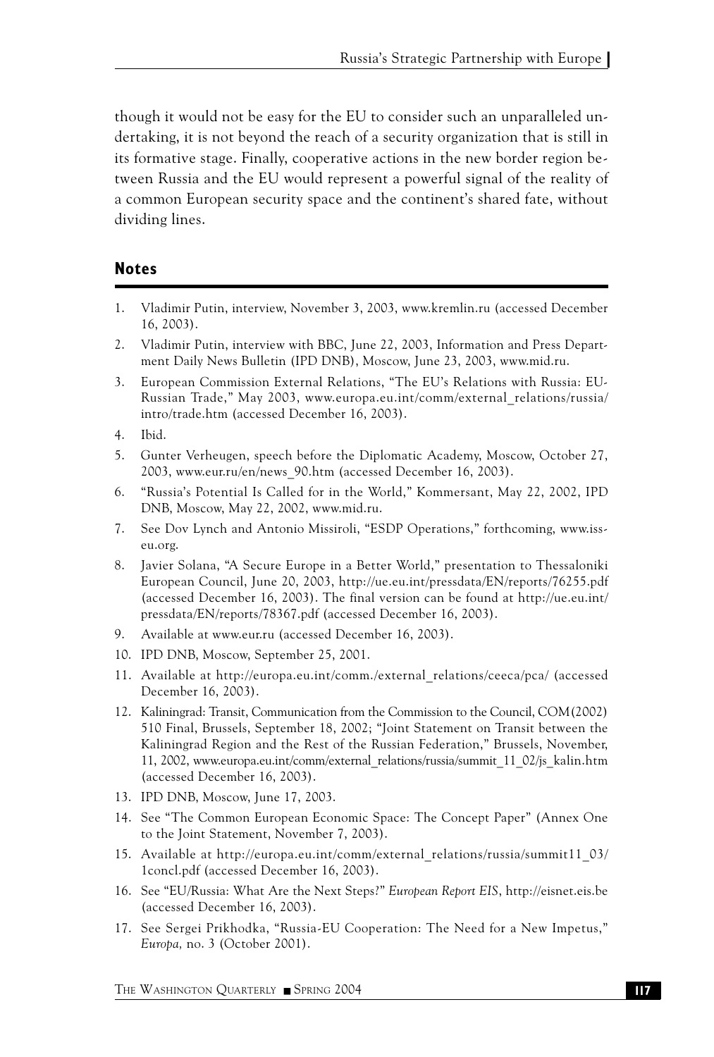though it would not be easy for the EU to consider such an unparalleled undertaking, it is not beyond the reach of a security organization that is still in its formative stage. Finally, cooperative actions in the new border region between Russia and the EU would represent a powerful signal of the reality of a common European security space and the continent's shared fate, without dividing lines.

## Notes

1. Vladimir Putin, interview, November 3, 2003, www.kremlin.ru (accessed December 16, 2003).
2. Vladimir Putin, interview with BBC, June 22, 2003, Information and Press Department Daily News Bulletin (IPD DNB), Moscow, June 23, 2003, www.mid.ru.
3. European Commission External Relations, "The EU's Relations with Russia: EU-Russian Trade," May 2003, www.europa.eu.int/comm/external_relations/russia/intro/trade.htm (accessed December 16, 2003).
4. Ibid.
5. Gunter Verheugen, speech before the Diplomatic Academy, Moscow, October 27, 2003, www.eur.ru/en/news_90.htm (accessed December 16, 2003).
6. "Russia's Potential Is Called for in the World," Kommersant, May 22, 2002, IPD DNB, Moscow, May 22, 2002, www.mid.ru.
7. See Dov Lynch and Antonio Missiroli, "ESDP Operations," forthcoming, www.iss-eu.org.
8. Javier Solana, "A Secure Europe in a Better World," presentation to Thessaloniki European Council, June 20, 2003, http://ue.eu.int/pressdata/EN/reports/76255.pdf (accessed December 16, 2003). The final version can be found at http://ue.eu.int/pressdata/EN/reports/78367.pdf (accessed December 16, 2003).
9. Available at www.eur.ru (accessed December 16, 2003).
10. IPD DNB, Moscow, September 25, 2001.
11. Available at http://europa.eu.int/comm./external_relations/ceeca/pca/ (accessed December 16, 2003).
12. Kaliningrad: Transit, Communication from the Commission to the Council, COM(2002) 510 Final, Brussels, September 18, 2002; "Joint Statement on Transit between the Kaliningrad Region and the Rest of the Russian Federation," Brussels, November, 11, 2002, www.europa.eu.int/comm/external_relations/russia/summit_11_02/js_kalin.htm (accessed December 16, 2003).
13. IPD DNB, Moscow, June 17, 2003.
14. See "The Common European Economic Space: The Concept Paper" (Annex One to the Joint Statement, November 7, 2003).
15. Available at http://europa.eu.int/comm/external_relations/russia/summit11_03/1concl.pdf (accessed December 16, 2003).
16. See "EU/Russia: What Are the Next Steps?" *European Report EIS*, http://eisnet.eis.be (accessed December 16, 2003).
17. See Sergei Prikhodka, "Russia-EU Cooperation: The Need for a New Impetus," *Europa,* no. 3 (October 2001).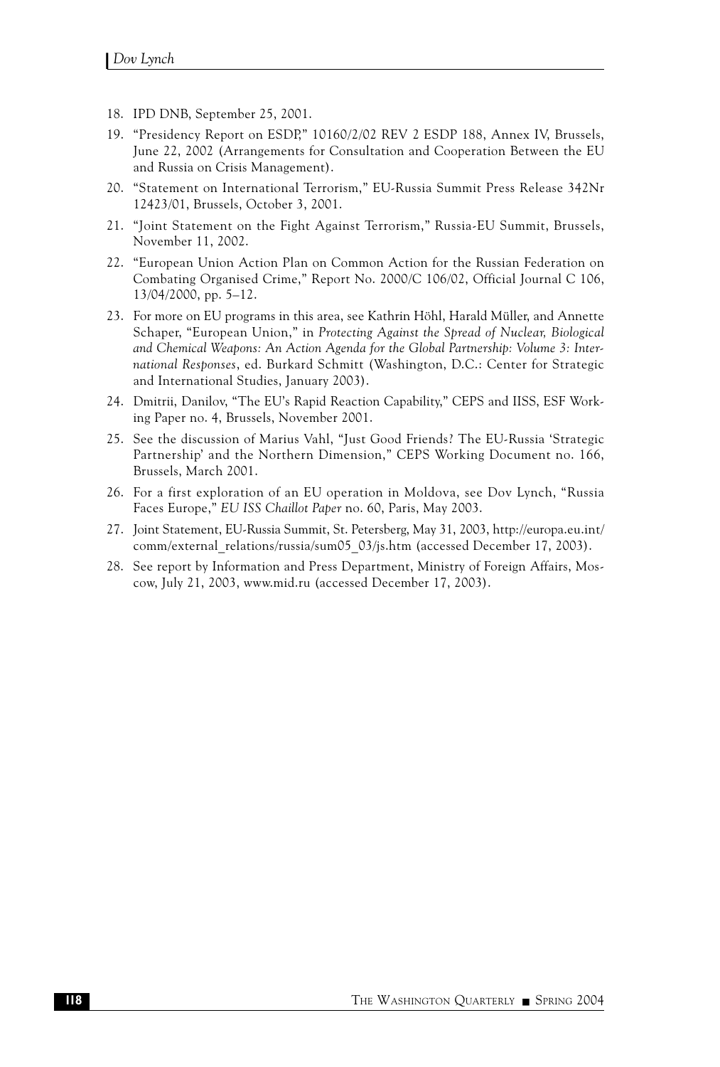18. IPD DNB, September 25, 2001.
19. "Presidency Report on ESDP," 10160/2/02 REV 2 ESDP 188, Annex IV, Brussels, June 22, 2002 (Arrangements for Consultation and Cooperation Between the EU and Russia on Crisis Management).
20. "Statement on International Terrorism," EU-Russia Summit Press Release 342Nr 12423/01, Brussels, October 3, 2001.
21. "Joint Statement on the Fight Against Terrorism," Russia-EU Summit, Brussels, November 11, 2002.
22. "European Union Action Plan on Common Action for the Russian Federation on Combating Organised Crime," Report No. 2000/C 106/02, Official Journal C 106, 13/04/2000, pp. 5–12.
23. For more on EU programs in this area, see Kathrin Höhl, Harald Müller, and Annette Schaper, "European Union," in *Protecting Against the Spread of Nuclear, Biological and Chemical Weapons: An Action Agenda for the Global Partnership: Volume 3: International Responses*, ed. Burkard Schmitt (Washington, D.C.: Center for Strategic and International Studies, January 2003).
24. Dmitrii, Danilov, "The EU's Rapid Reaction Capability," CEPS and IISS, ESF Working Paper no. 4, Brussels, November 2001.
25. See the discussion of Marius Vahl, "Just Good Friends? The EU-Russia 'Strategic Partnership' and the Northern Dimension," CEPS Working Document no. 166, Brussels, March 2001.
26. For a first exploration of an EU operation in Moldova, see Dov Lynch, "Russia Faces Europe," *EU ISS Chaillot Paper* no. 60, Paris, May 2003.
27. Joint Statement, EU-Russia Summit, St. Petersberg, May 31, 2003, http://europa.eu.int/comm/external_relations/russia/sum05_03/js.htm (accessed December 17, 2003).
28. See report by Information and Press Department, Ministry of Foreign Affairs, Moscow, July 21, 2003, www.mid.ru (accessed December 17, 2003).